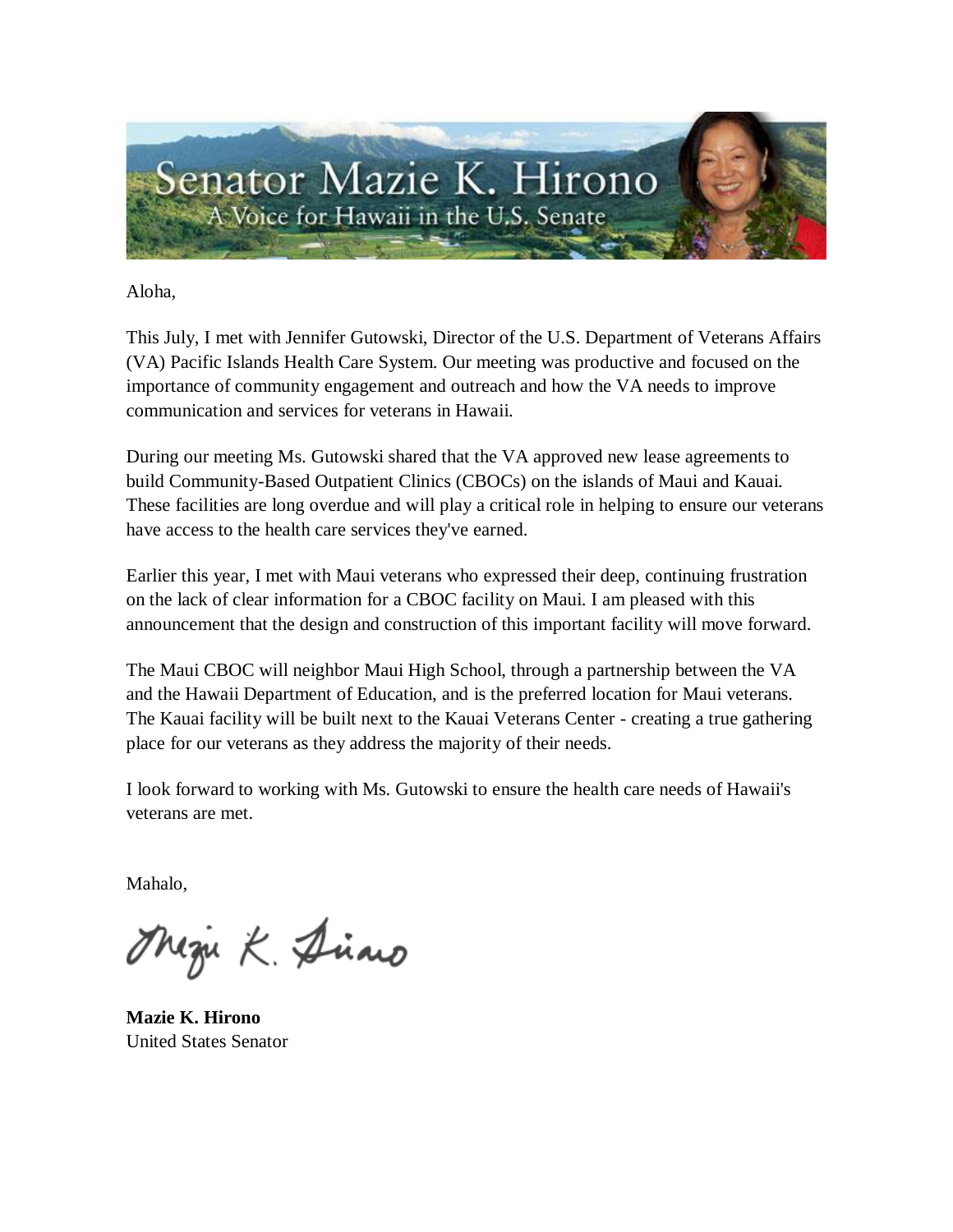# Senator Mazie K. Hirono

A Voice for Hawaii in the U.S. Senate

Aloha,

This July, I met with Jennifer Gutowski, Director of the U.S. Department of Veterans Affairs (VA) Pacific Islands Health Care System. Our meeting was productive and focused on the importance of community engagement and outreach and how the VA needs to improve communication and services for veterans in Hawaii.

During our meeting Ms. Gutowski shared that the VA approved new lease agreements to build Community-Based Outpatient Clinics (CBOCs) on the islands of Maui and Kauai. These facilities are long overdue and will play a critical role in helping to ensure our veterans have access to the health care services they've earned.

Earlier this year, I met with Maui veterans who expressed their deep, continuing frustration on the lack of clear information for a CBOC facility on Maui. I am pleased with this announcement that the design and construction of this important facility will move forward.

The Maui CBOC will neighbor Maui High School, through a partnership between the VA and the Hawaii Department of Education, and is the preferred location for Maui veterans. The Kauai facility will be built next to the Kauai Veterans Center - creating a true gathering place for our veterans as they address the majority of their needs.

I look forward to working with Ms. Gutowski to ensure the health care needs of Hawaii's veterans are met.

Mahalo,

Mazie K. Hirono

**Mazie K. Hirono**
United States Senator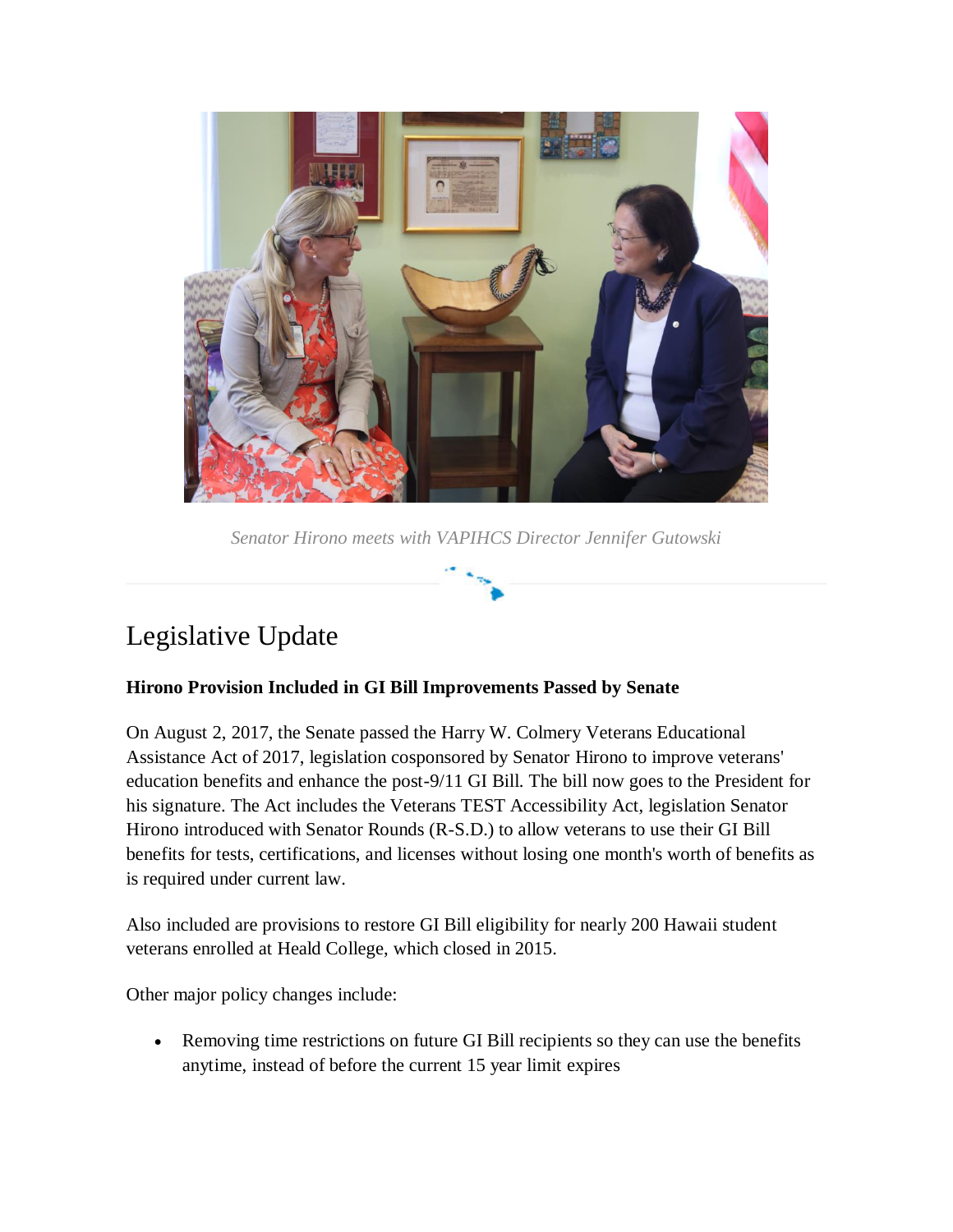*Senator Hirono meets with VAPIHCS Director Jennifer Gutowski*

---

# Legislative Update

**Hirono Provision Included in GI Bill Improvements Passed by Senate**

On August 2, 2017, the Senate passed the Harry W. Colmery Veterans Educational Assistance Act of 2017, legislation cosponsored by Senator Hirono to improve veterans' education benefits and enhance the post-9/11 GI Bill. The bill now goes to the President for his signature. The Act includes the Veterans TEST Accessibility Act, legislation Senator Hirono introduced with Senator Rounds (R-S.D.) to allow veterans to use their GI Bill benefits for tests, certifications, and licenses without losing one month's worth of benefits as is required under current law.

Also included are provisions to restore GI Bill eligibility for nearly 200 Hawaii student veterans enrolled at Heald College, which closed in 2015.

Other major policy changes include:

- Removing time restrictions on future GI Bill recipients so they can use the benefits anytime, instead of before the current 15 year limit expires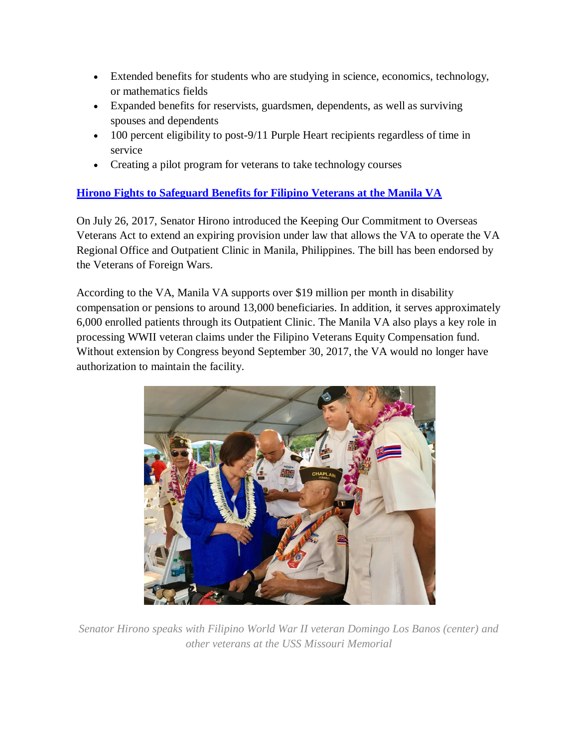- Extended benefits for students who are studying in science, economics, technology, or mathematics fields
- Expanded benefits for reservists, guardsmen, dependents, as well as surviving spouses and dependents
- 100 percent eligibility to post-9/11 Purple Heart recipients regardless of time in service
- Creating a pilot program for veterans to take technology courses

**Hirono Fights to Safeguard Benefits for Filipino Veterans at the Manila VA**

On July 26, 2017, Senator Hirono introduced the Keeping Our Commitment to Overseas Veterans Act to extend an expiring provision under law that allows the VA to operate the VA Regional Office and Outpatient Clinic in Manila, Philippines. The bill has been endorsed by the Veterans of Foreign Wars.

According to the VA, Manila VA supports over $19 million per month in disability compensation or pensions to around 13,000 beneficiaries. In addition, it serves approximately 6,000 enrolled patients through its Outpatient Clinic. The Manila VA also plays a key role in processing WWII veteran claims under the Filipino Veterans Equity Compensation fund. Without extension by Congress beyond September 30, 2017, the VA would no longer have authorization to maintain the facility.

*Senator Hirono speaks with Filipino World War II veteran Domingo Los Banos (center) and other veterans at the USS Missouri Memorial*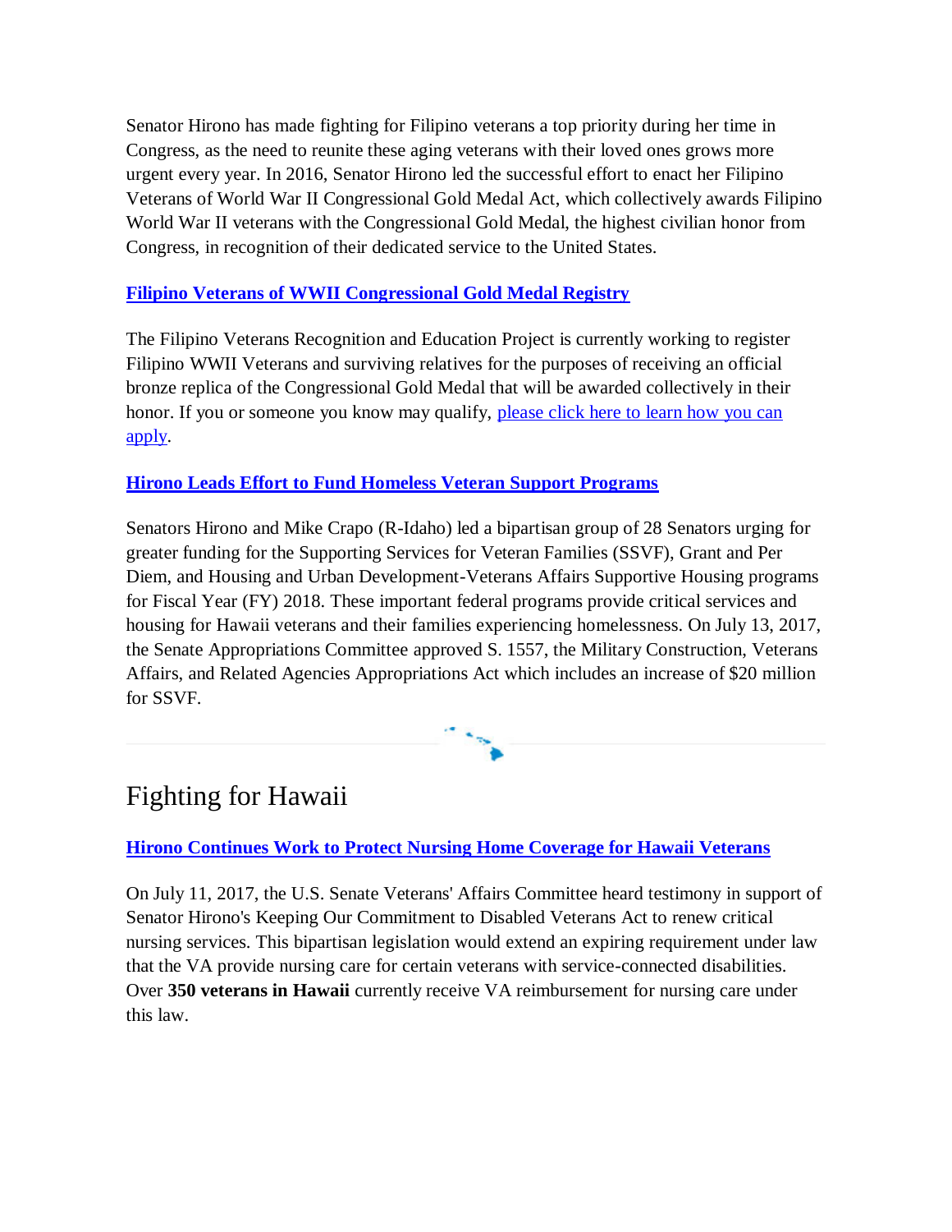Senator Hirono has made fighting for Filipino veterans a top priority during her time in Congress, as the need to reunite these aging veterans with their loved ones grows more urgent every year. In 2016, Senator Hirono led the successful effort to enact her Filipino Veterans of World War II Congressional Gold Medal Act, which collectively awards Filipino World War II veterans with the Congressional Gold Medal, the highest civilian honor from Congress, in recognition of their dedicated service to the United States.

**Filipino Veterans of WWII Congressional Gold Medal Registry**

The Filipino Veterans Recognition and Education Project is currently working to register Filipino WWII Veterans and surviving relatives for the purposes of receiving an official bronze replica of the Congressional Gold Medal that will be awarded collectively in their honor. If you or someone you know may qualify, please click here to learn how you can apply.

**Hirono Leads Effort to Fund Homeless Veteran Support Programs**

Senators Hirono and Mike Crapo (R-Idaho) led a bipartisan group of 28 Senators urging for greater funding for the Supporting Services for Veteran Families (SSVF), Grant and Per Diem, and Housing and Urban Development-Veterans Affairs Supportive Housing programs for Fiscal Year (FY) 2018. These important federal programs provide critical services and housing for Hawaii veterans and their families experiencing homelessness. On July 13, 2017, the Senate Appropriations Committee approved S. 1557, the Military Construction, Veterans Affairs, and Related Agencies Appropriations Act which includes an increase of $20 million for SSVF.

# Fighting for Hawaii

**Hirono Continues Work to Protect Nursing Home Coverage for Hawaii Veterans**

On July 11, 2017, the U.S. Senate Veterans' Affairs Committee heard testimony in support of Senator Hirono's Keeping Our Commitment to Disabled Veterans Act to renew critical nursing services. This bipartisan legislation would extend an expiring requirement under law that the VA provide nursing care for certain veterans with service-connected disabilities. Over **350 veterans in Hawaii** currently receive VA reimbursement for nursing care under this law.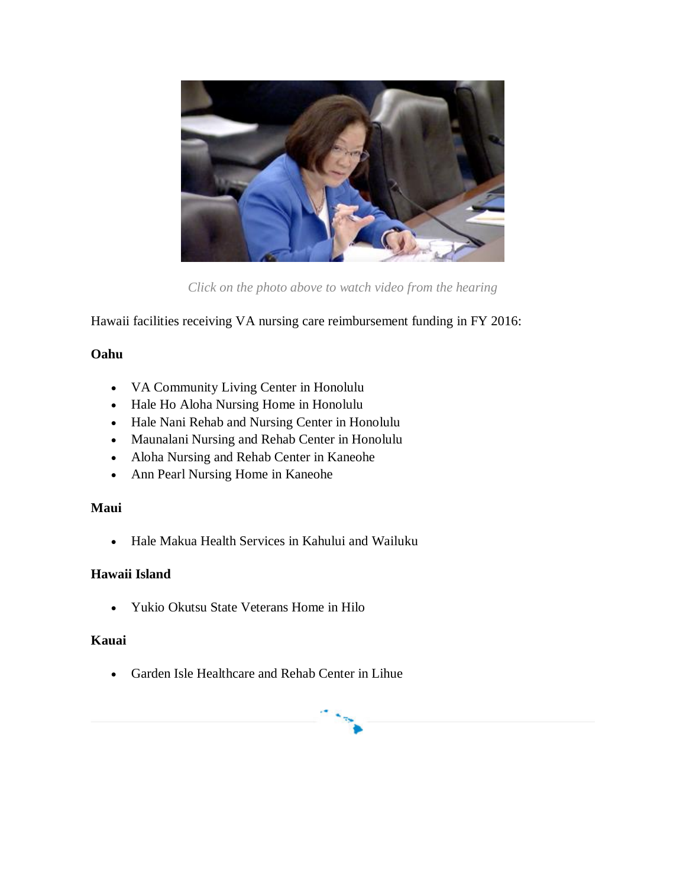*Click on the photo above to watch video from the hearing*

Hawaii facilities receiving VA nursing care reimbursement funding in FY 2016:

**Oahu**

- VA Community Living Center in Honolulu
- Hale Ho Aloha Nursing Home in Honolulu
- Hale Nani Rehab and Nursing Center in Honolulu
- Maunalani Nursing and Rehab Center in Honolulu
- Aloha Nursing and Rehab Center in Kaneohe
- Ann Pearl Nursing Home in Kaneohe

**Maui**

- Hale Makua Health Services in Kahului and Wailuku

**Hawaii Island**

- Yukio Okutsu State Veterans Home in Hilo

**Kauai**

- Garden Isle Healthcare and Rehab Center in Lihue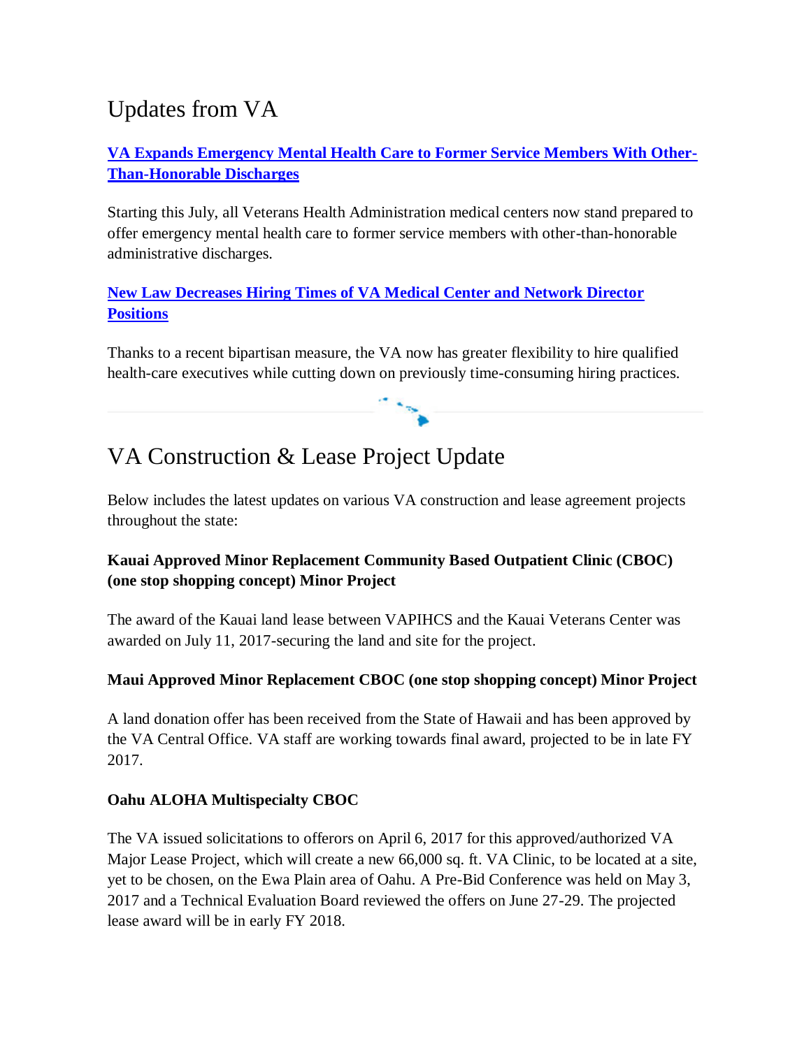# Updates from VA

**VA Expands Emergency Mental Health Care to Former Service Members With Other-Than-Honorable Discharges**

Starting this July, all Veterans Health Administration medical centers now stand prepared to offer emergency mental health care to former service members with other-than-honorable administrative discharges.

**New Law Decreases Hiring Times of VA Medical Center and Network Director Positions**

Thanks to a recent bipartisan measure, the VA now has greater flexibility to hire qualified health-care executives while cutting down on previously time-consuming hiring practices.

# VA Construction & Lease Project Update

Below includes the latest updates on various VA construction and lease agreement projects throughout the state:

**Kauai Approved Minor Replacement Community Based Outpatient Clinic (CBOC) (one stop shopping concept) Minor Project**

The award of the Kauai land lease between VAPIHCS and the Kauai Veterans Center was awarded on July 11, 2017-securing the land and site for the project.

**Maui Approved Minor Replacement CBOC (one stop shopping concept) Minor Project**

A land donation offer has been received from the State of Hawaii and has been approved by the VA Central Office. VA staff are working towards final award, projected to be in late FY 2017.

**Oahu ALOHA Multispecialty CBOC**

The VA issued solicitations to offerors on April 6, 2017 for this approved/authorized VA Major Lease Project, which will create a new 66,000 sq. ft. VA Clinic, to be located at a site, yet to be chosen, on the Ewa Plain area of Oahu. A Pre-Bid Conference was held on May 3, 2017 and a Technical Evaluation Board reviewed the offers on June 27-29. The projected lease award will be in early FY 2018.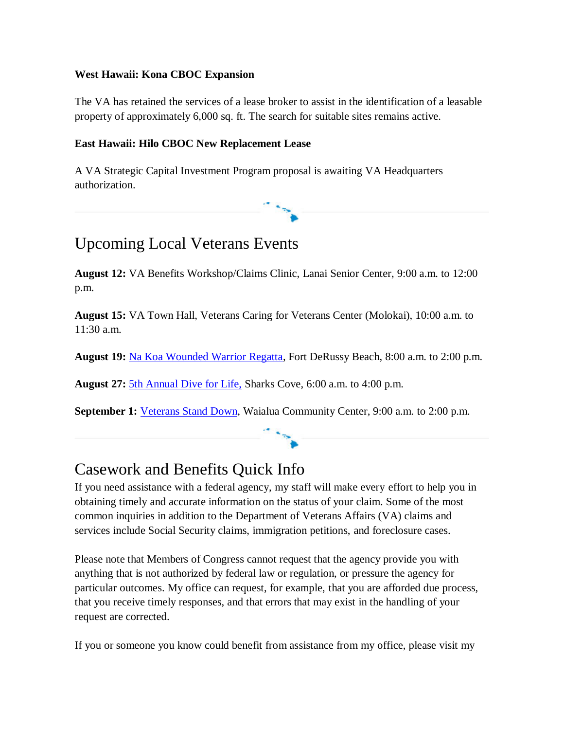**West Hawaii: Kona CBOC Expansion**

The VA has retained the services of a lease broker to assist in the identification of a leasable property of approximately 6,000 sq. ft. The search for suitable sites remains active.

**East Hawaii: Hilo CBOC New Replacement Lease**

A VA Strategic Capital Investment Program proposal is awaiting VA Headquarters authorization.

# Upcoming Local Veterans Events

**August 12:** VA Benefits Workshop/Claims Clinic, Lanai Senior Center, 9:00 a.m. to 12:00 p.m.

**August 15:** VA Town Hall, Veterans Caring for Veterans Center (Molokai), 10:00 a.m. to 11:30 a.m.

**August 19:** Na Koa Wounded Warrior Regatta, Fort DeRussy Beach, 8:00 a.m. to 2:00 p.m.

**August 27:** 5th Annual Dive for Life, Sharks Cove, 6:00 a.m. to 4:00 p.m.

**September 1:** Veterans Stand Down, Waialua Community Center, 9:00 a.m. to 2:00 p.m.

# Casework and Benefits Quick Info

If you need assistance with a federal agency, my staff will make every effort to help you in obtaining timely and accurate information on the status of your claim. Some of the most common inquiries in addition to the Department of Veterans Affairs (VA) claims and services include Social Security claims, immigration petitions, and foreclosure cases.

Please note that Members of Congress cannot request that the agency provide you with anything that is not authorized by federal law or regulation, or pressure the agency for particular outcomes. My office can request, for example, that you are afforded due process, that you receive timely responses, and that errors that may exist in the handling of your request are corrected.

If you or someone you know could benefit from assistance from my office, please visit my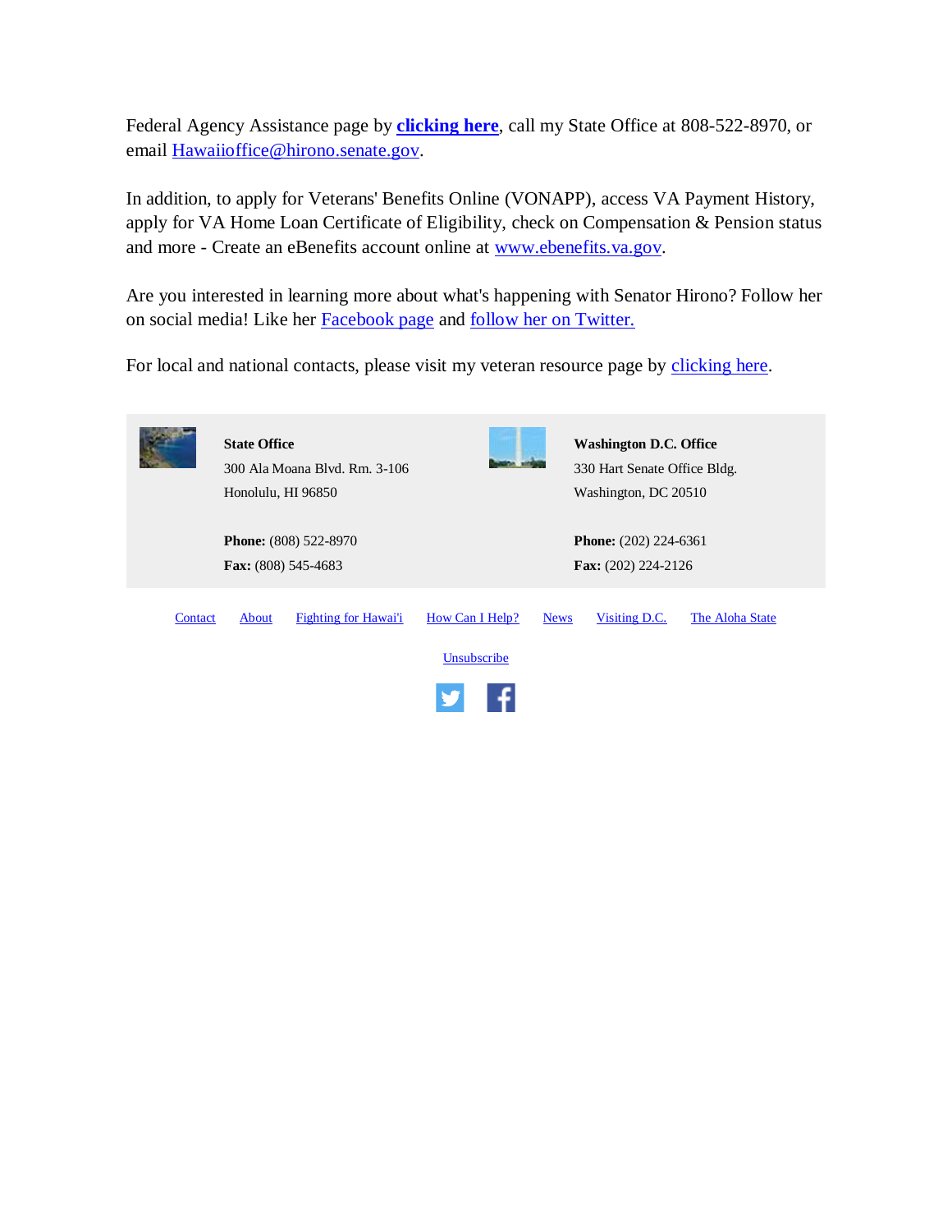Federal Agency Assistance page by **clicking here**, call my State Office at 808-522-8970, or email Hawaiioffice@hirono.senate.gov.

In addition, to apply for Veterans' Benefits Online (VONAPP), access VA Payment History, apply for VA Home Loan Certificate of Eligibility, check on Compensation & Pension status and more - Create an eBenefits account online at www.ebenefits.va.gov.

Are you interested in learning more about what's happening with Senator Hirono? Follow her on social media! Like her Facebook page and follow her on Twitter.

For local and national contacts, please visit my veteran resource page by clicking here.

**State Office**
300 Ala Moana Blvd. Rm. 3-106
Honolulu, HI 96850

**Phone:** (808) 522-8970
**Fax:** (808) 545-4683

**Washington D.C. Office**
330 Hart Senate Office Bldg.
Washington, DC 20510

**Phone:** (202) 224-6361
**Fax:** (202) 224-2126

Contact About Fighting for Hawai'i How Can I Help? News Visiting D.C. The Aloha State

Unsubscribe